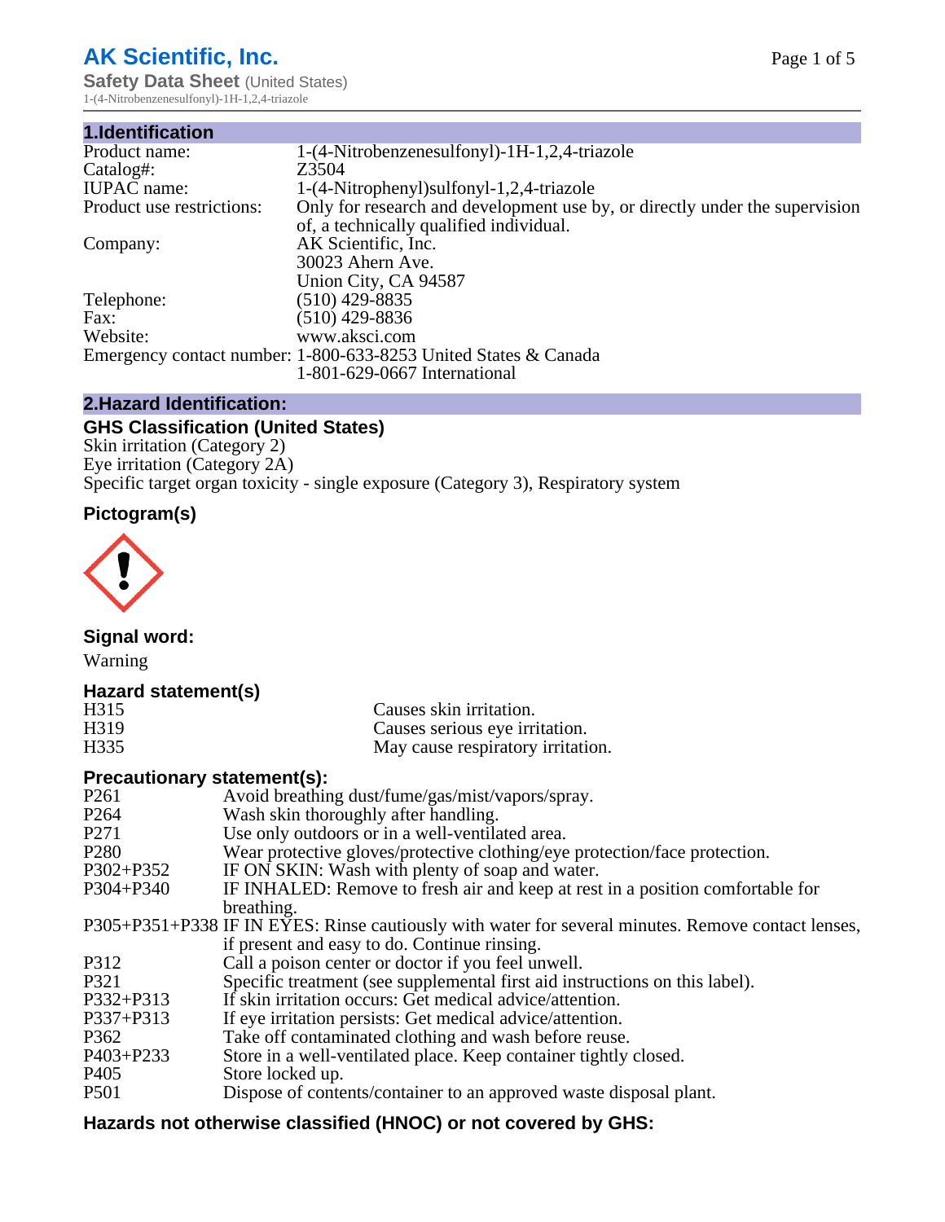# AK Scientific, Inc.

**Safety Data Sheet** (United States)
1-(4-Nitrobenzenesulfonyl)-1H-1,2,4-triazole

## 1.Identification

| | |
|---|---|
| Product name: | 1-(4-Nitrobenzenesulfonyl)-1H-1,2,4-triazole |
| Catalog#: | Z3504 |
| IUPAC name: | 1-(4-Nitrophenyl)sulfonyl-1,2,4-triazole |
| Product use restrictions: | Only for research and development use by, or directly under the supervision of, a technically qualified individual. |
| Company: | AK Scientific, Inc.<br>30023 Ahern Ave.<br>Union City, CA 94587 |
| Telephone: | (510) 429-8835 |
| Fax: | (510) 429-8836 |
| Website: | www.aksci.com |
| Emergency contact number: | 1-800-633-8253 United States & Canada<br>1-801-629-0667 International |

## 2.Hazard Identification:

### GHS Classification (United States)

Skin irritation (Category 2)
Eye irritation (Category 2A)
Specific target organ toxicity - single exposure (Category 3), Respiratory system

### Pictogram(s)

### Signal word:

Warning

### Hazard statement(s)

| | |
|---|---|
| H315 | Causes skin irritation. |
| H319 | Causes serious eye irritation. |
| H335 | May cause respiratory irritation. |

### Precautionary statement(s):

| | |
|---|---|
| P261 | Avoid breathing dust/fume/gas/mist/vapors/spray. |
| P264 | Wash skin thoroughly after handling. |
| P271 | Use only outdoors or in a well-ventilated area. |
| P280 | Wear protective gloves/protective clothing/eye protection/face protection. |
| P302+P352 | IF ON SKIN: Wash with plenty of soap and water. |
| P304+P340 | IF INHALED: Remove to fresh air and keep at rest in a position comfortable for breathing. |
| P305+P351+P338 | IF IN EYES: Rinse cautiously with water for several minutes. Remove contact lenses, if present and easy to do. Continue rinsing. |
| P312 | Call a poison center or doctor if you feel unwell. |
| P321 | Specific treatment (see supplemental first aid instructions on this label). |
| P332+P313 | If skin irritation occurs: Get medical advice/attention. |
| P337+P313 | If eye irritation persists: Get medical advice/attention. |
| P362 | Take off contaminated clothing and wash before reuse. |
| P403+P233 | Store in a well-ventilated place. Keep container tightly closed. |
| P405 | Store locked up. |
| P501 | Dispose of contents/container to an approved waste disposal plant. |

### Hazards not otherwise classified (HNOC) or not covered by GHS: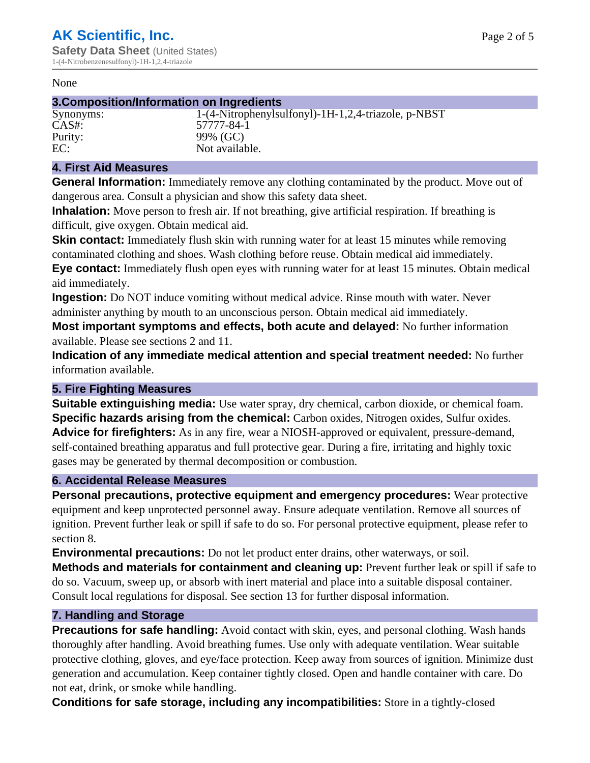None

## 3.Composition/Information on Ingredients

| | |
|---|---|
| Synonyms: | 1-(4-Nitrophenylsulfonyl)-1H-1,2,4-triazole, p-NBST |
| CAS#: | 57777-84-1 |
| Purity: | 99% (GC) |
| EC: | Not available. |

## 4. First Aid Measures

**General Information:** Immediately remove any clothing contaminated by the product. Move out of dangerous area. Consult a physician and show this safety data sheet.

**Inhalation:** Move person to fresh air. If not breathing, give artificial respiration. If breathing is difficult, give oxygen. Obtain medical aid.

**Skin contact:** Immediately flush skin with running water for at least 15 minutes while removing contaminated clothing and shoes. Wash clothing before reuse. Obtain medical aid immediately.

**Eye contact:** Immediately flush open eyes with running water for at least 15 minutes. Obtain medical aid immediately.

**Ingestion:** Do NOT induce vomiting without medical advice. Rinse mouth with water. Never administer anything by mouth to an unconscious person. Obtain medical aid immediately.

**Most important symptoms and effects, both acute and delayed:** No further information available. Please see sections 2 and 11.

**Indication of any immediate medical attention and special treatment needed:** No further information available.

## 5. Fire Fighting Measures

**Suitable extinguishing media:** Use water spray, dry chemical, carbon dioxide, or chemical foam.

**Specific hazards arising from the chemical:** Carbon oxides, Nitrogen oxides, Sulfur oxides.

**Advice for firefighters:** As in any fire, wear a NIOSH-approved or equivalent, pressure-demand, self-contained breathing apparatus and full protective gear. During a fire, irritating and highly toxic gases may be generated by thermal decomposition or combustion.

## 6. Accidental Release Measures

**Personal precautions, protective equipment and emergency procedures:** Wear protective equipment and keep unprotected personnel away. Ensure adequate ventilation. Remove all sources of ignition. Prevent further leak or spill if safe to do so. For personal protective equipment, please refer to section 8.

**Environmental precautions:** Do not let product enter drains, other waterways, or soil.

**Methods and materials for containment and cleaning up:** Prevent further leak or spill if safe to do so. Vacuum, sweep up, or absorb with inert material and place into a suitable disposal container. Consult local regulations for disposal. See section 13 for further disposal information.

## 7. Handling and Storage

**Precautions for safe handling:** Avoid contact with skin, eyes, and personal clothing. Wash hands thoroughly after handling. Avoid breathing fumes. Use only with adequate ventilation. Wear suitable protective clothing, gloves, and eye/face protection. Keep away from sources of ignition. Minimize dust generation and accumulation. Keep container tightly closed. Open and handle container with care. Do not eat, drink, or smoke while handling.

**Conditions for safe storage, including any incompatibilities:** Store in a tightly-closed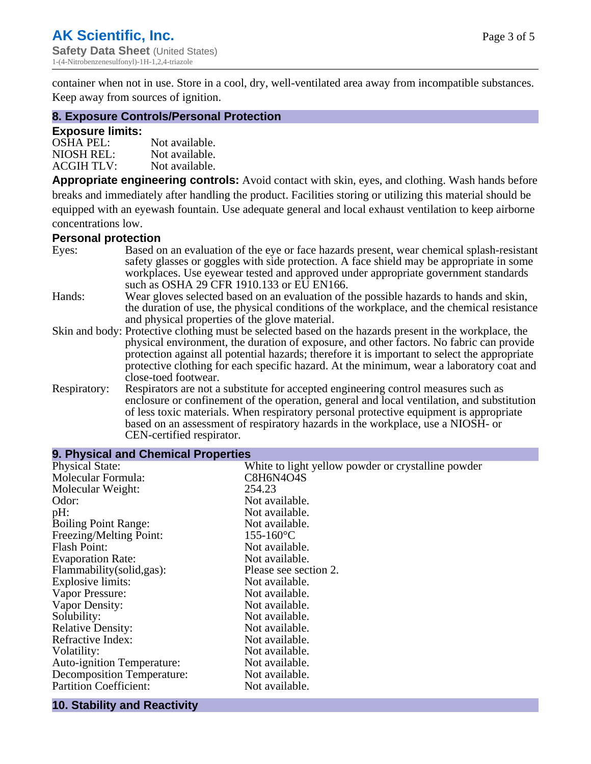container when not in use. Store in a cool, dry, well-ventilated area away from incompatible substances. Keep away from sources of ignition.

## 8. Exposure Controls/Personal Protection

### Exposure limits:

| | |
|---|---|
| OSHA PEL: | Not available. |
| NIOSH REL: | Not available. |
| ACGIH TLV: | Not available. |

**Appropriate engineering controls:** Avoid contact with skin, eyes, and clothing. Wash hands before breaks and immediately after handling the product. Facilities storing or utilizing this material should be equipped with an eyewash fountain. Use adequate general and local exhaust ventilation to keep airborne concentrations low.

### Personal protection

| | |
|---|---|
| Eyes: | Based on an evaluation of the eye or face hazards present, wear chemical splash-resistant safety glasses or goggles with side protection. A face shield may be appropriate in some workplaces. Use eyewear tested and approved under appropriate government standards such as OSHA 29 CFR 1910.133 or EU EN166. |
| Hands: | Wear gloves selected based on an evaluation of the possible hazards to hands and skin, the duration of use, the physical conditions of the workplace, and the chemical resistance and physical properties of the glove material. |
| Skin and body: | Protective clothing must be selected based on the hazards present in the workplace, the physical environment, the duration of exposure, and other factors. No fabric can provide protection against all potential hazards; therefore it is important to select the appropriate protective clothing for each specific hazard. At the minimum, wear a laboratory coat and close-toed footwear. |
| Respiratory: | Respirators are not a substitute for accepted engineering control measures such as enclosure or confinement of the operation, general and local ventilation, and substitution of less toxic materials. When respiratory personal protective equipment is appropriate based on an assessment of respiratory hazards in the workplace, use a NIOSH- or CEN-certified respirator. |

## 9. Physical and Chemical Properties

| | |
|---|---|
| Physical State: | White to light yellow powder or crystalline powder |
| Molecular Formula: | C8H6N4O4S |
| Molecular Weight: | 254.23 |
| Odor: | Not available. |
| pH: | Not available. |
| Boiling Point Range: | Not available. |
| Freezing/Melting Point: | 155-160°C |
| Flash Point: | Not available. |
| Evaporation Rate: | Not available. |
| Flammability(solid,gas): | Please see section 2. |
| Explosive limits: | Not available. |
| Vapor Pressure: | Not available. |
| Vapor Density: | Not available. |
| Solubility: | Not available. |
| Relative Density: | Not available. |
| Refractive Index: | Not available. |
| Volatility: | Not available. |
| Auto-ignition Temperature: | Not available. |
| Decomposition Temperature: | Not available. |
| Partition Coefficient: | Not available. |

## 10. Stability and Reactivity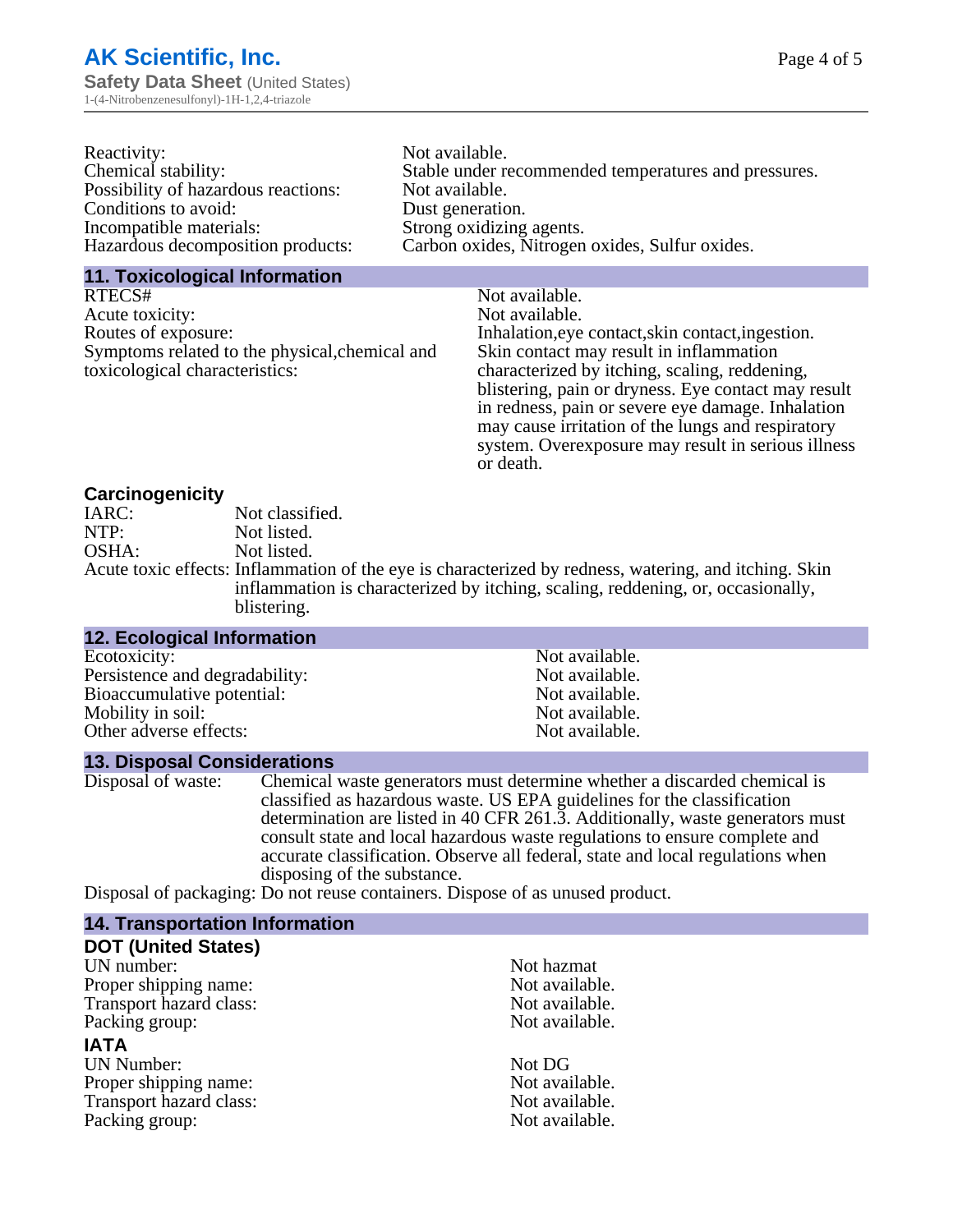| | |
|---|---|
| Reactivity: | Not available. |
| Chemical stability: | Stable under recommended temperatures and pressures. |
| Possibility of hazardous reactions: | Not available. |
| Conditions to avoid: | Dust generation. |
| Incompatible materials: | Strong oxidizing agents. |
| Hazardous decomposition products: | Carbon oxides, Nitrogen oxides, Sulfur oxides. |

## 11. Toxicological Information

| | |
|---|---|
| RTECS# | Not available. |
| Acute toxicity: | Not available. |
| Routes of exposure: | Inhalation,eye contact,skin contact,ingestion. |
| Symptoms related to the physical,chemical and toxicological characteristics: | Skin contact may result in inflammation characterized by itching, scaling, reddening, blistering, pain or dryness. Eye contact may result in redness, pain or severe eye damage. Inhalation may cause irritation of the lungs and respiratory system. Overexposure may result in serious illness or death. |

### Carcinogenicity

| | |
|---|---|
| IARC: | Not classified. |
| NTP: | Not listed. |
| OSHA: | Not listed. |
| Acute toxic effects: | Inflammation of the eye is characterized by redness, watering, and itching. Skin inflammation is characterized by itching, scaling, reddening, or, occasionally, blistering. |

## 12. Ecological Information

| | |
|---|---|
| Ecotoxicity: | Not available. |
| Persistence and degradability: | Not available. |
| Bioaccumulative potential: | Not available. |
| Mobility in soil: | Not available. |
| Other adverse effects: | Not available. |

## 13. Disposal Considerations

| | |
|---|---|
| Disposal of waste: | Chemical waste generators must determine whether a discarded chemical is classified as hazardous waste. US EPA guidelines for the classification determination are listed in 40 CFR 261.3. Additionally, waste generators must consult state and local hazardous waste regulations to ensure complete and accurate classification. Observe all federal, state and local regulations when disposing of the substance. |
| Disposal of packaging: | Do not reuse containers. Dispose of as unused product. |

## 14. Transportation Information

### DOT (United States)

| | |
|---|---|
| UN number: | Not hazmat |
| Proper shipping name: | Not available. |
| Transport hazard class: | Not available. |
| Packing group: | Not available. |

### IATA

| | |
|---|---|
| UN Number: | Not DG |
| Proper shipping name: | Not available. |
| Transport hazard class: | Not available. |
| Packing group: | Not available. |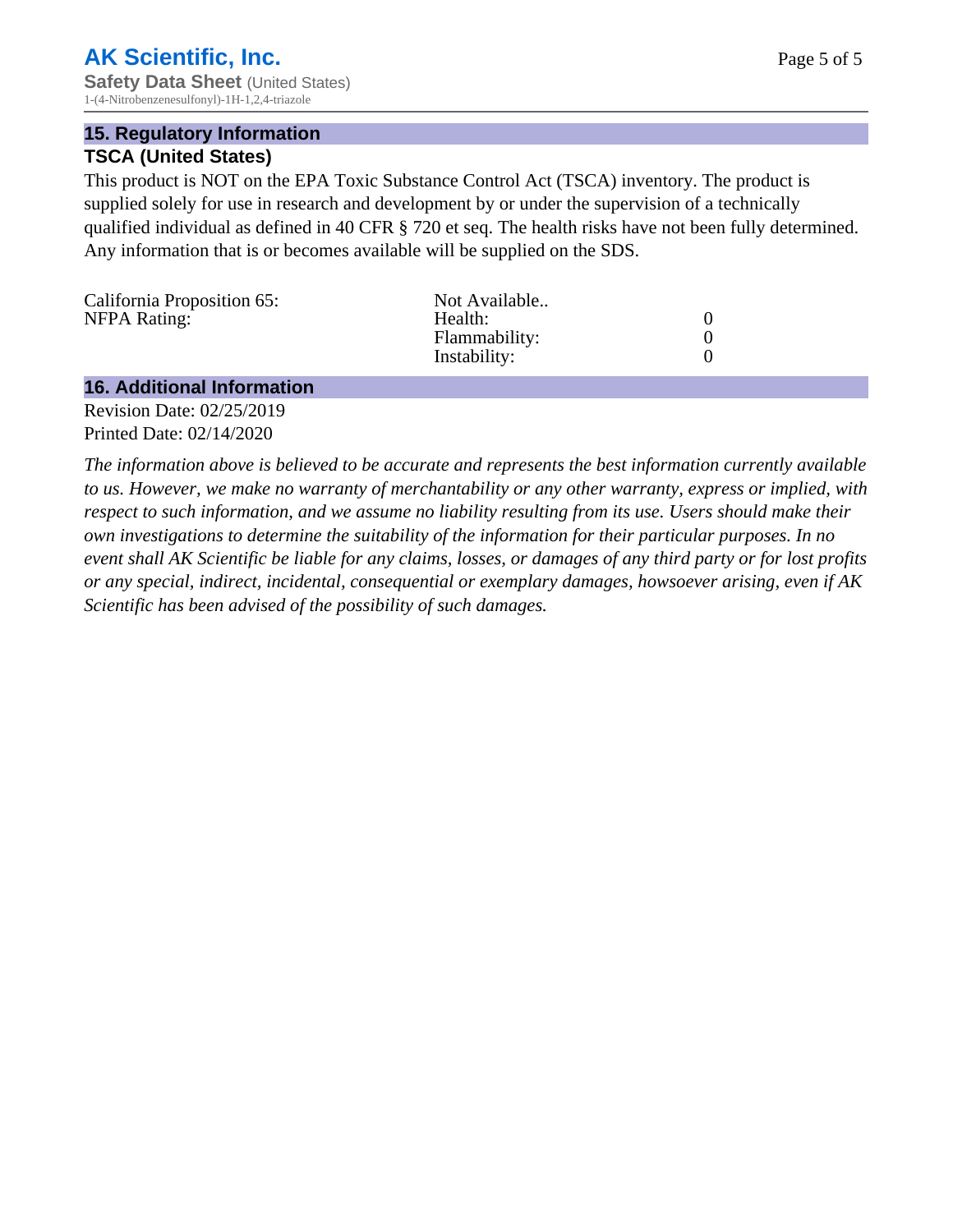## 15. Regulatory Information

### TSCA (United States)

This product is NOT on the EPA Toxic Substance Control Act (TSCA) inventory. The product is supplied solely for use in research and development by or under the supervision of a technically qualified individual as defined in 40 CFR § 720 et seq. The health risks have not been fully determined. Any information that is or becomes available will be supplied on the SDS.

| | | |
|---|---|---|
| California Proposition 65: | Not Available.. | |
| NFPA Rating: | Health: | 0 |
| | Flammability: | 0 |
| | Instability: | 0 |

## 16. Additional Information

Revision Date: 02/25/2019
Printed Date: 02/14/2020

*The information above is believed to be accurate and represents the best information currently available to us. However, we make no warranty of merchantability or any other warranty, express or implied, with respect to such information, and we assume no liability resulting from its use. Users should make their own investigations to determine the suitability of the information for their particular purposes. In no event shall AK Scientific be liable for any claims, losses, or damages of any third party or for lost profits or any special, indirect, incidental, consequential or exemplary damages, howsoever arising, even if AK Scientific has been advised of the possibility of such damages.*